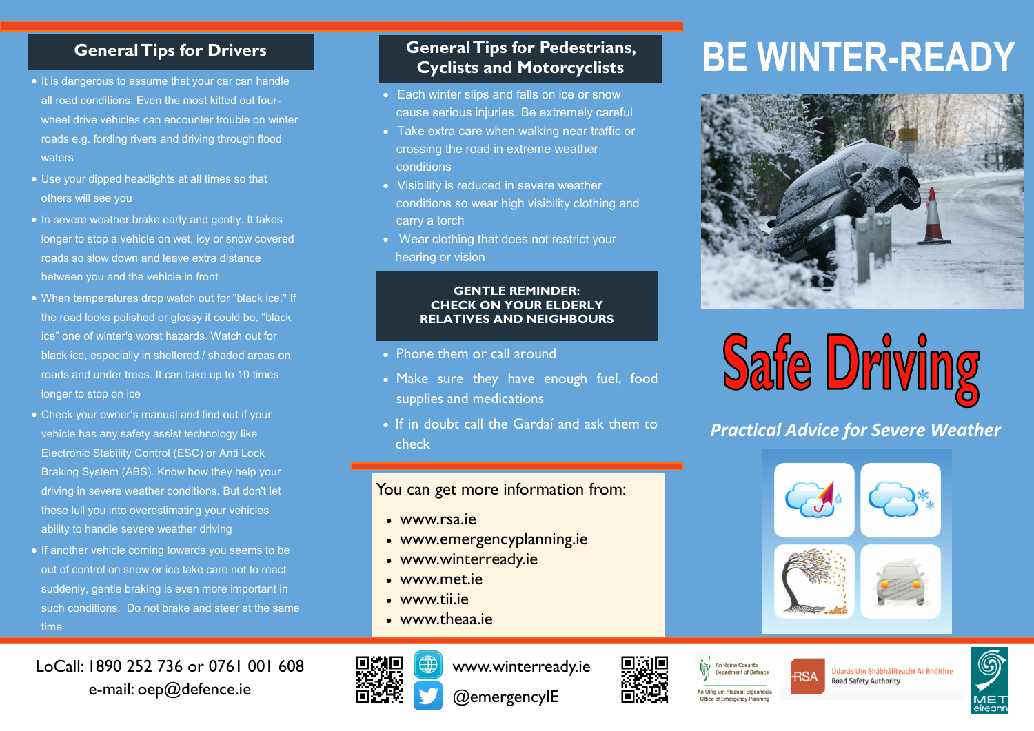## General Tips for Drivers

- It is dangerous to assume that your car can handle all road conditions. Even the most kitted out four-wheel drive vehicles can encounter trouble on winter roads e.g. fording rivers and driving through flood waters
- Use your dipped headlights at all times so that others will see you
- In severe weather brake early and gently. It takes longer to stop a vehicle on wet, icy or snow covered roads so slow down and leave extra distance between you and the vehicle in front
- When temperatures drop watch out for "black ice." If the road looks polished or glossy it could be, "black ice" one of winter's worst hazards. Watch out for black ice, especially in sheltered / shaded areas on roads and under trees. It can take up to 10 times longer to stop on ice
- Check your owner's manual and find out if your vehicle has any safety assist technology like Electronic Stability Control (ESC) or Anti Lock Braking System (ABS). Know how they help your driving in severe weather conditions. But don't let these lull you into overestimating your vehicles ability to handle severe weather driving
- If another vehicle coming towards you seems to be out of control on snow or ice take care not to react suddenly, gentle braking is even more important in such conditions. Do not brake and steer at the same time

## General Tips for Pedestrians, Cyclists and Motorcyclists

- Each winter slips and falls on ice or snow cause serious injuries. Be extremely careful
- Take extra care when walking near traffic or crossing the road in extreme weather conditions
- Visibility is reduced in severe weather conditions so wear high visibility clothing and carry a torch
- Wear clothing that does not restrict your hearing or vision

**GENTLE REMINDER:**
**CHECK ON YOUR ELDERLY RELATIVES AND NEIGHBOURS**

- Phone them or call around
- Make sure they have enough fuel, food supplies and medications
- If in doubt call the Gardaí and ask them to check

You can get more information from:

- www.rsa.ie
- www.emergencyplanning.ie
- www.winterready.ie
- www.met.ie
- www.tii.ie
- www.theaa.ie

# BE WINTER-READY

# Safe Driving

***Practical Advice for Severe Weather***

LoCall: 1890 252 736 or 0761 001 608
e-mail: oep@defence.ie

www.winterready.ie
@emergencyIE

An Roinn Cosanta Department of Defence
An Oifig um Pleanáil Éigeandála Office of Emergency Planning

RSA Údarás Um Shábháilteacht Ar Bhóithre Road Safety Authority

MET éireann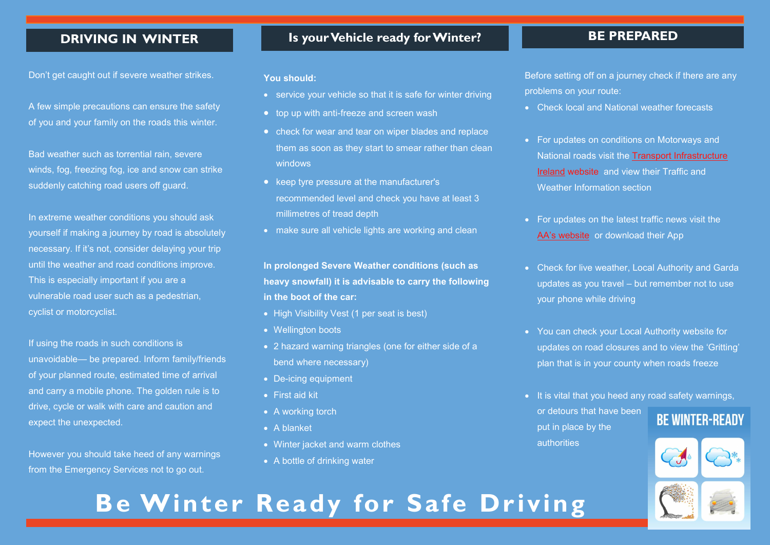## DRIVING IN WINTER

Don't get caught out if severe weather strikes.

A few simple precautions can ensure the safety of you and your family on the roads this winter.

Bad weather such as torrential rain, severe winds, fog, freezing fog, ice and snow can strike suddenly catching road users off guard.

In extreme weather conditions you should ask yourself if making a journey by road is absolutely necessary. If it's not, consider delaying your trip until the weather and road conditions improve. This is especially important if you are a vulnerable road user such as a pedestrian, cyclist or motorcyclist.

If using the roads in such conditions is unavoidable— be prepared. Inform family/friends of your planned route, estimated time of arrival and carry a mobile phone. The golden rule is to drive, cycle or walk with care and caution and expect the unexpected.

However you should take heed of any warnings from the Emergency Services not to go out.

## Is your Vehicle ready for Winter?

**You should:**

- service your vehicle so that it is safe for winter driving
- top up with anti-freeze and screen wash
- check for wear and tear on wiper blades and replace them as soon as they start to smear rather than clean windows
- keep tyre pressure at the manufacturer's recommended level and check you have at least 3 millimetres of tread depth
- make sure all vehicle lights are working and clean

**In prolonged Severe Weather conditions (such as heavy snowfall) it is advisable to carry the following in the boot of the car:**

- High Visibility Vest (1 per seat is best)
- Wellington boots
- 2 hazard warning triangles (one for either side of a bend where necessary)
- De-icing equipment
- First aid kit
- A working torch
- A blanket
- Winter jacket and warm clothes
- A bottle of drinking water

## BE PREPARED

Before setting off on a journey check if there are any problems on your route:

- Check local and National weather forecasts
- For updates on conditions on Motorways and National roads visit the Transport Infrastructure Ireland website and view their Traffic and Weather Information section
- For updates on the latest traffic news visit the AA's website or download their App
- Check for live weather, Local Authority and Garda updates as you travel – but remember not to use your phone while driving
- You can check your Local Authority website for updates on road closures and to view the 'Gritting' plan that is in your county when roads freeze
- It is vital that you heed any road safety warnings, or detours that have been put in place by the authorities

BE WINTER-READY

# Be Winter Ready for Safe Driving